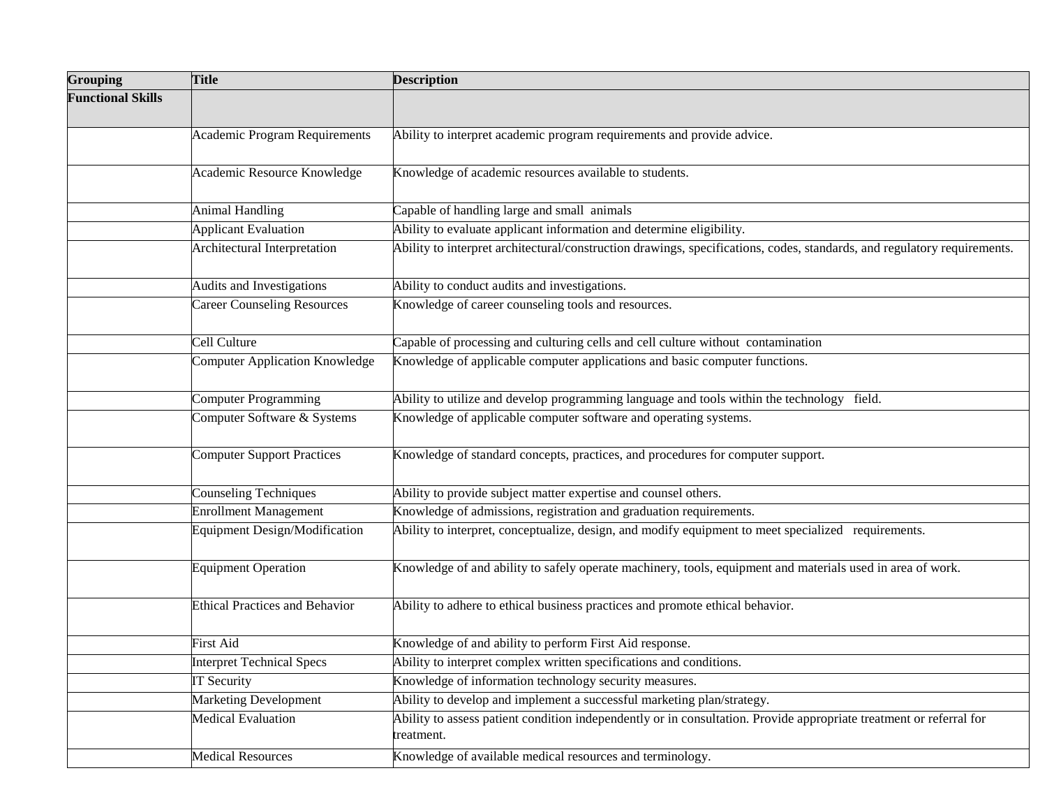| Grouping | Title | Description |
|---|---|---|
| **Functional Skills** | | |
| | Academic Program Requirements | Ability to interpret academic program requirements and provide advice. |
| | Academic Resource Knowledge | Knowledge of academic resources available to students. |
| | Animal Handling | Capable of handling large and small animals |
| | Applicant Evaluation | Ability to evaluate applicant information and determine eligibility. |
| | Architectural Interpretation | Ability to interpret architectural/construction drawings, specifications, codes, standards, and regulatory requirements. |
| | Audits and Investigations | Ability to conduct audits and investigations. |
| | Career Counseling Resources | Knowledge of career counseling tools and resources. |
| | Cell Culture | Capable of processing and culturing cells and cell culture without contamination |
| | Computer Application Knowledge | Knowledge of applicable computer applications and basic computer functions. |
| | Computer Programming | Ability to utilize and develop programming language and tools within the technology field. |
| | Computer Software & Systems | Knowledge of applicable computer software and operating systems. |
| | Computer Support Practices | Knowledge of standard concepts, practices, and procedures for computer support. |
| | Counseling Techniques | Ability to provide subject matter expertise and counsel others. |
| | Enrollment Management | Knowledge of admissions, registration and graduation requirements. |
| | Equipment Design/Modification | Ability to interpret, conceptualize, design, and modify equipment to meet specialized requirements. |
| | Equipment Operation | Knowledge of and ability to safely operate machinery, tools, equipment and materials used in area of work. |
| | Ethical Practices and Behavior | Ability to adhere to ethical business practices and promote ethical behavior. |
| | First Aid | Knowledge of and ability to perform First Aid response. |
| | Interpret Technical Specs | Ability to interpret complex written specifications and conditions. |
| | IT Security | Knowledge of information technology security measures. |
| | Marketing Development | Ability to develop and implement a successful marketing plan/strategy. |
| | Medical Evaluation | Ability to assess patient condition independently or in consultation. Provide appropriate treatment or referral for treatment. |
| | Medical Resources | Knowledge of available medical resources and terminology. |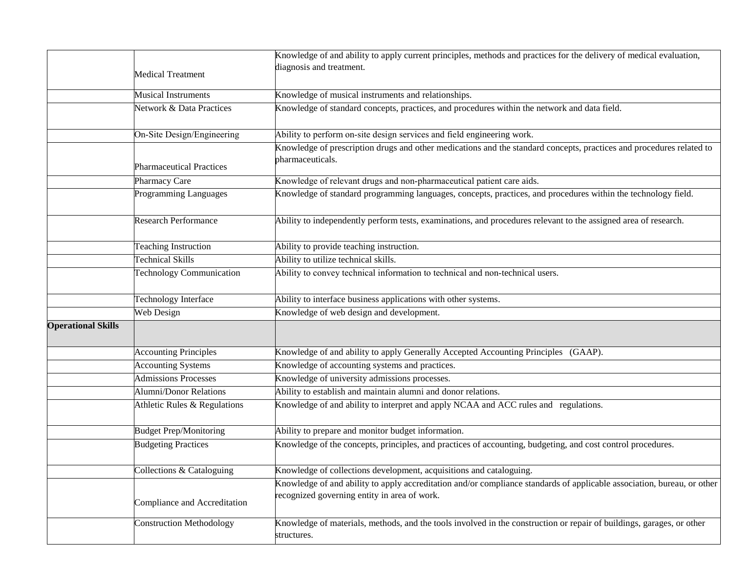| | | |
|---|---|---|
| | Medical Treatment | Knowledge of and ability to apply current principles, methods and practices for the delivery of medical evaluation, diagnosis and treatment. |
| | Musical Instruments | Knowledge of musical instruments and relationships. |
| | Network & Data Practices | Knowledge of standard concepts, practices, and procedures within the network and data field. |
| | On-Site Design/Engineering | Ability to perform on-site design services and field engineering work. |
| | Pharmaceutical Practices | Knowledge of prescription drugs and other medications and the standard concepts, practices and procedures related to pharmaceuticals. |
| | Pharmacy Care | Knowledge of relevant drugs and non-pharmaceutical patient care aids. |
| | Programming Languages | Knowledge of standard programming languages, concepts, practices, and procedures within the technology field. |
| | Research Performance | Ability to independently perform tests, examinations, and procedures relevant to the assigned area of research. |
| | Teaching Instruction | Ability to provide teaching instruction. |
| | Technical Skills | Ability to utilize technical skills. |
| | Technology Communication | Ability to convey technical information to technical and non-technical users. |
| | Technology Interface | Ability to interface business applications with other systems. |
| | Web Design | Knowledge of web design and development. |
| **Operational Skills** | | |
| | Accounting Principles | Knowledge of and ability to apply Generally Accepted Accounting Principles (GAAP). |
| | Accounting Systems | Knowledge of accounting systems and practices. |
| | Admissions Processes | Knowledge of university admissions processes. |
| | Alumni/Donor Relations | Ability to establish and maintain alumni and donor relations. |
| | Athletic Rules & Regulations | Knowledge of and ability to interpret and apply NCAA and ACC rules and regulations. |
| | Budget Prep/Monitoring | Ability to prepare and monitor budget information. |
| | Budgeting Practices | Knowledge of the concepts, principles, and practices of accounting, budgeting, and cost control procedures. |
| | Collections & Cataloguing | Knowledge of collections development, acquisitions and cataloguing. |
| | Compliance and Accreditation | Knowledge of and ability to apply accreditation and/or compliance standards of applicable association, bureau, or other recognized governing entity in area of work. |
| | Construction Methodology | Knowledge of materials, methods, and the tools involved in the construction or repair of buildings, garages, or other structures. |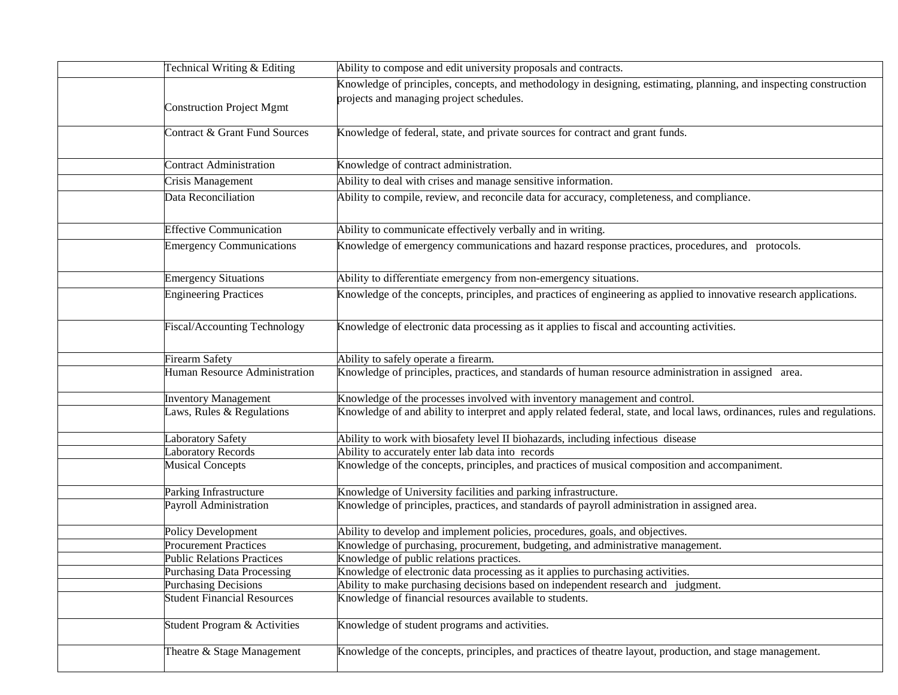| | | |
|---|---|---|
| | Technical Writing & Editing | Ability to compose and edit university proposals and contracts. |
| | Construction Project Mgmt | Knowledge of principles, concepts, and methodology in designing, estimating, planning, and inspecting construction projects and managing project schedules. |
| | Contract & Grant Fund Sources | Knowledge of federal, state, and private sources for contract and grant funds. |
| | Contract Administration | Knowledge of contract administration. |
| | Crisis Management | Ability to deal with crises and manage sensitive information. |
| | Data Reconciliation | Ability to compile, review, and reconcile data for accuracy, completeness, and compliance. |
| | Effective Communication | Ability to communicate effectively verbally and in writing. |
| | Emergency Communications | Knowledge of emergency communications and hazard response practices, procedures, and protocols. |
| | Emergency Situations | Ability to differentiate emergency from non-emergency situations. |
| | Engineering Practices | Knowledge of the concepts, principles, and practices of engineering as applied to innovative research applications. |
| | Fiscal/Accounting Technology | Knowledge of electronic data processing as it applies to fiscal and accounting activities. |
| | Firearm Safety | Ability to safely operate a firearm. |
| | Human Resource Administration | Knowledge of principles, practices, and standards of human resource administration in assigned area. |
| | Inventory Management | Knowledge of the processes involved with inventory management and control. |
| | Laws, Rules & Regulations | Knowledge of and ability to interpret and apply related federal, state, and local laws, ordinances, rules and regulations. |
| | Laboratory Safety | Ability to work with biosafety level II biohazards, including infectious disease |
| | Laboratory Records | Ability to accurately enter lab data into records |
| | Musical Concepts | Knowledge of the concepts, principles, and practices of musical composition and accompaniment. |
| | Parking Infrastructure | Knowledge of University facilities and parking infrastructure. |
| | Payroll Administration | Knowledge of principles, practices, and standards of payroll administration in assigned area. |
| | Policy Development | Ability to develop and implement policies, procedures, goals, and objectives. |
| | Procurement Practices | Knowledge of purchasing, procurement, budgeting, and administrative management. |
| | Public Relations Practices | Knowledge of public relations practices. |
| | Purchasing Data Processing | Knowledge of electronic data processing as it applies to purchasing activities. |
| | Purchasing Decisions | Ability to make purchasing decisions based on independent research and judgment. |
| | Student Financial Resources | Knowledge of financial resources available to students. |
| | Student Program & Activities | Knowledge of student programs and activities. |
| | Theatre & Stage Management | Knowledge of the concepts, principles, and practices of theatre layout, production, and stage management. |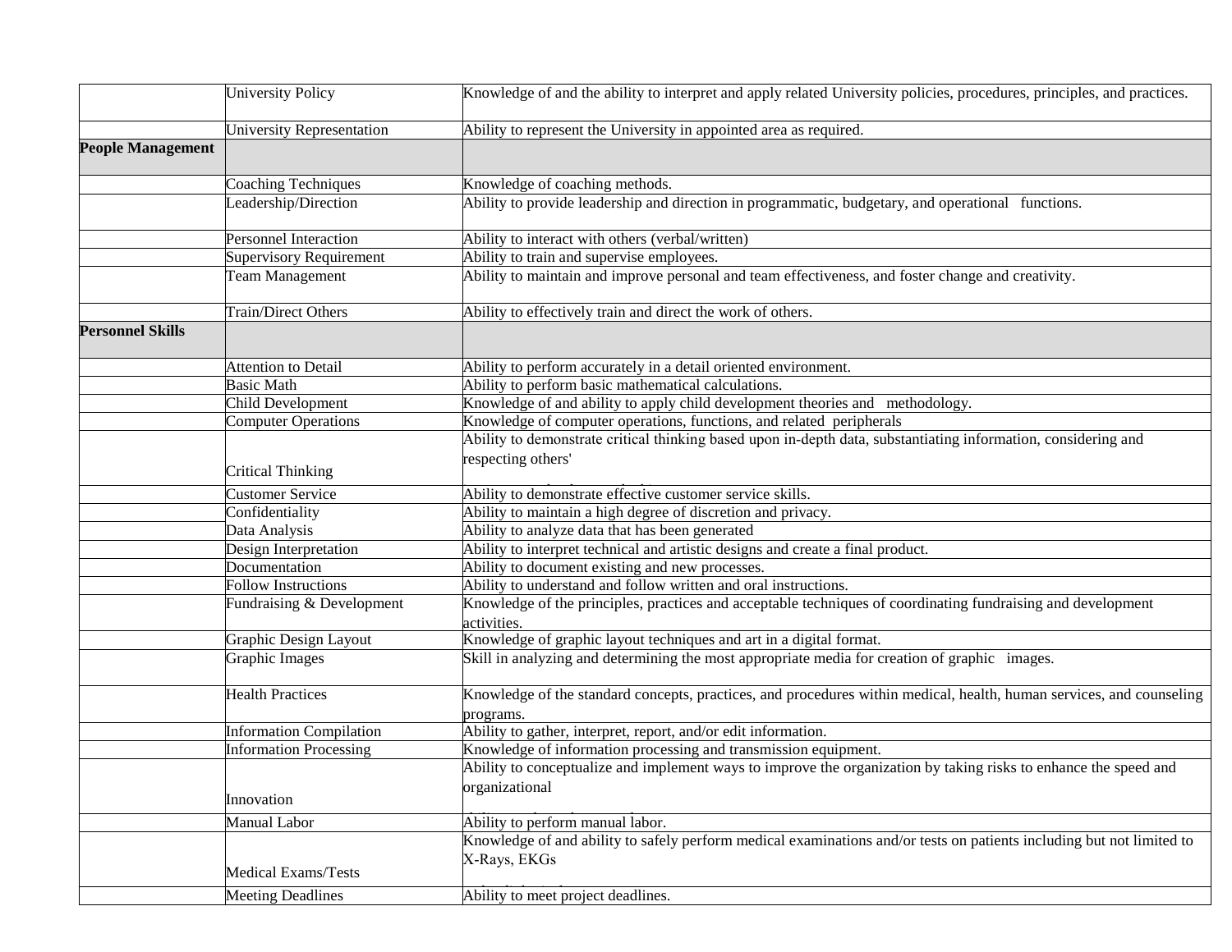| | | |
|---|---|---|
| | University Policy | Knowledge of and the ability to interpret and apply related University policies, procedures, principles, and practices. |
| | University Representation | Ability to represent the University in appointed area as required. |
| **People Management** | | |
| | Coaching Techniques | Knowledge of coaching methods. |
| | Leadership/Direction | Ability to provide leadership and direction in programmatic, budgetary, and operational functions. |
| | Personnel Interaction | Ability to interact with others (verbal/written) |
| | Supervisory Requirement | Ability to train and supervise employees. |
| | Team Management | Ability to maintain and improve personal and team effectiveness, and foster change and creativity. |
| | Train/Direct Others | Ability to effectively train and direct the work of others. |
| **Personnel Skills** | | |
| | Attention to Detail | Ability to perform accurately in a detail oriented environment. |
| | Basic Math | Ability to perform basic mathematical calculations. |
| | Child Development | Knowledge of and ability to apply child development theories and methodology. |
| | Computer Operations | Knowledge of computer operations, functions, and related peripherals |
| | Critical Thinking | Ability to demonstrate critical thinking based upon in-depth data, substantiating information, considering and respecting others' |
| | Customer Service | Ability to demonstrate effective customer service skills. |
| | Confidentiality | Ability to maintain a high degree of discretion and privacy. |
| | Data Analysis | Ability to analyze data that has been generated |
| | Design Interpretation | Ability to interpret technical and artistic designs and create a final product. |
| | Documentation | Ability to document existing and new processes. |
| | Follow Instructions | Ability to understand and follow written and oral instructions. |
| | Fundraising & Development | Knowledge of the principles, practices and acceptable techniques of coordinating fundraising and development activities. |
| | Graphic Design Layout | Knowledge of graphic layout techniques and art in a digital format. |
| | Graphic Images | Skill in analyzing and determining the most appropriate media for creation of graphic images. |
| | Health Practices | Knowledge of the standard concepts, practices, and procedures within medical, health, human services, and counseling programs. |
| | Information Compilation | Ability to gather, interpret, report, and/or edit information. |
| | Information Processing | Knowledge of information processing and transmission equipment. |
| | Innovation | Ability to conceptualize and implement ways to improve the organization by taking risks to enhance the speed and organizational |
| | Manual Labor | Ability to perform manual labor. |
| | Medical Exams/Tests | Knowledge of and ability to safely perform medical examinations and/or tests on patients including but not limited to X-Rays, EKGs |
| | Meeting Deadlines | Ability to meet project deadlines. |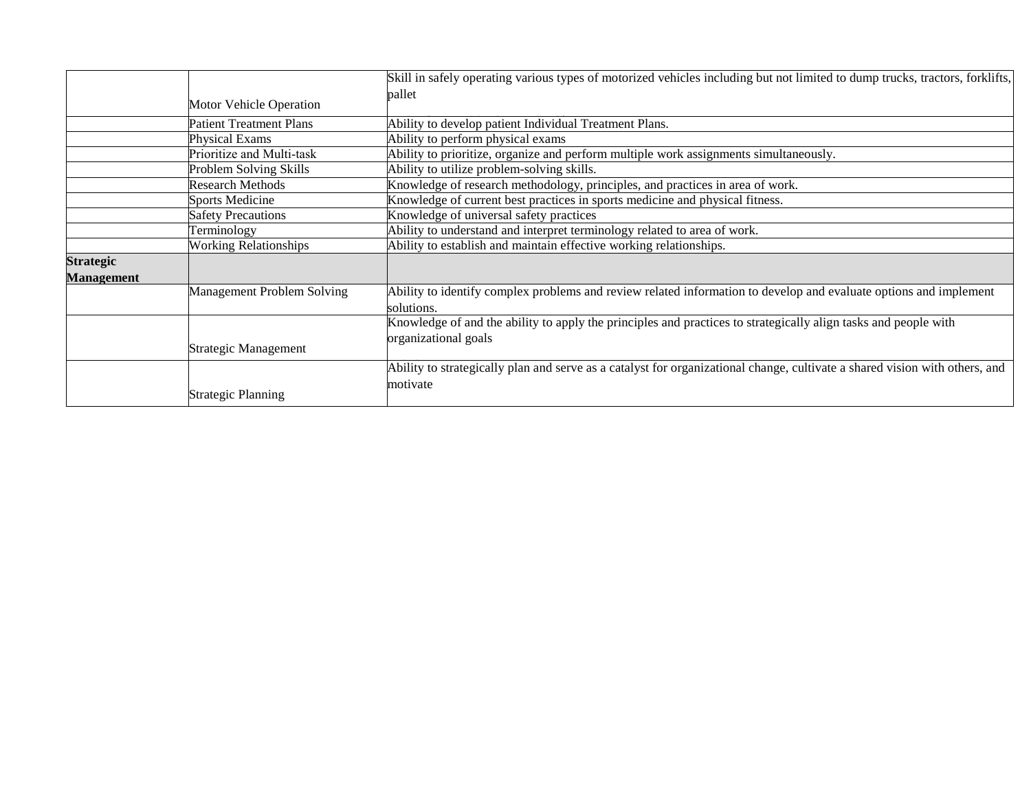| | | |
|---|---|---|
| | Motor Vehicle Operation | Skill in safely operating various types of motorized vehicles including but not limited to dump trucks, tractors, forklifts, pallet |
| | Patient Treatment Plans | Ability to develop patient Individual Treatment Plans. |
| | Physical Exams | Ability to perform physical exams |
| | Prioritize and Multi-task | Ability to prioritize, organize and perform multiple work assignments simultaneously. |
| | Problem Solving Skills | Ability to utilize problem-solving skills. |
| | Research Methods | Knowledge of research methodology, principles, and practices in area of work. |
| | Sports Medicine | Knowledge of current best practices in sports medicine and physical fitness. |
| | Safety Precautions | Knowledge of universal safety practices |
| | Terminology | Ability to understand and interpret terminology related to area of work. |
| | Working Relationships | Ability to establish and maintain effective working relationships. |
| **Strategic Management** | | |
| | Management Problem Solving | Ability to identify complex problems and review related information to develop and evaluate options and implement solutions. |
| | Strategic Management | Knowledge of and the ability to apply the principles and practices to strategically align tasks and people with organizational goals |
| | Strategic Planning | Ability to strategically plan and serve as a catalyst for organizational change, cultivate a shared vision with others, and motivate |